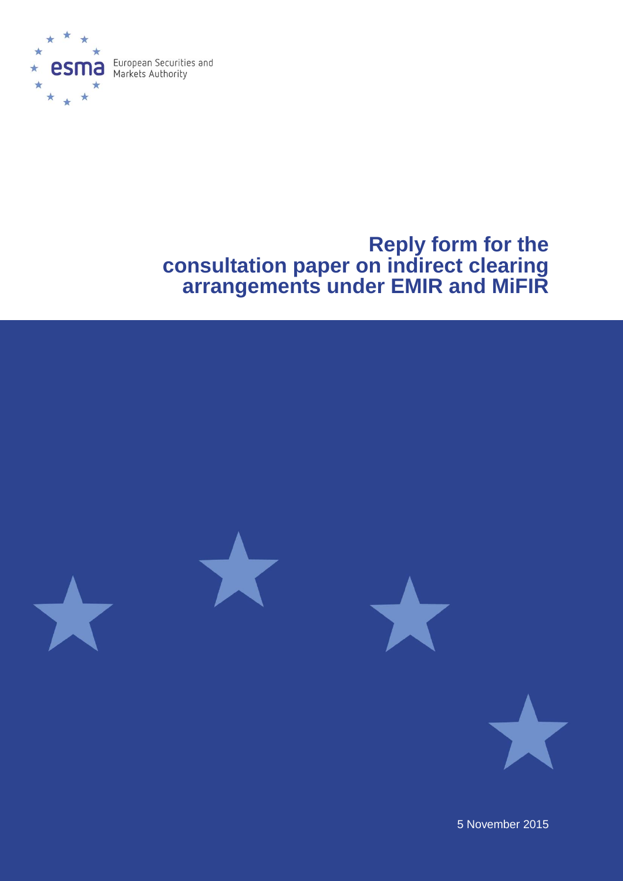European Securities and Markets Authority

# Reply form for the consultation paper on indirect clearing arrangements under EMIR and MiFIR

5 November 2015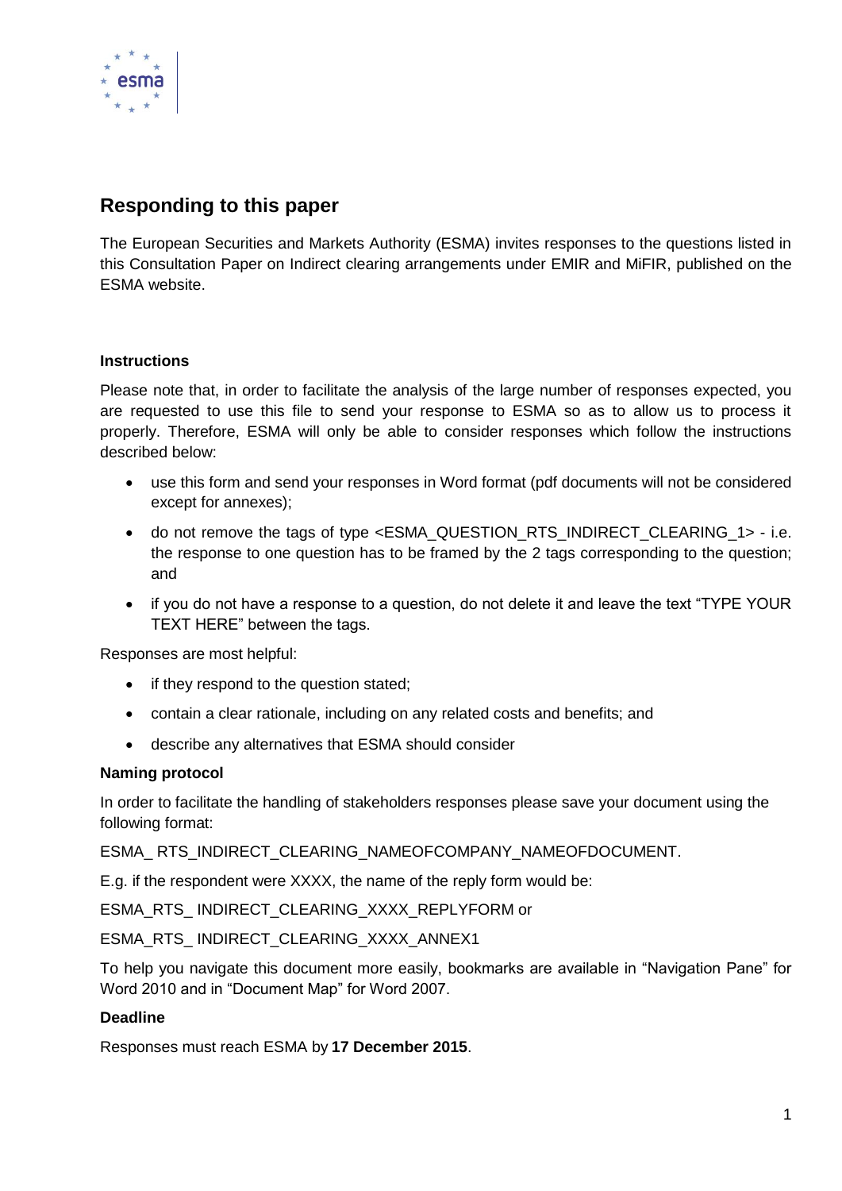## Responding to this paper

The European Securities and Markets Authority (ESMA) invites responses to the questions listed in this Consultation Paper on Indirect clearing arrangements under EMIR and MiFIR, published on the ESMA website.

### Instructions

Please note that, in order to facilitate the analysis of the large number of responses expected, you are requested to use this file to send your response to ESMA so as to allow us to process it properly. Therefore, ESMA will only be able to consider responses which follow the instructions described below:

- use this form and send your responses in Word format (pdf documents will not be considered except for annexes);
- do not remove the tags of type <ESMA_QUESTION_RTS_INDIRECT_CLEARING_1> - i.e. the response to one question has to be framed by the 2 tags corresponding to the question; and
- if you do not have a response to a question, do not delete it and leave the text "TYPE YOUR TEXT HERE" between the tags.

Responses are most helpful:

- if they respond to the question stated;
- contain a clear rationale, including on any related costs and benefits; and
- describe any alternatives that ESMA should consider

### Naming protocol

In order to facilitate the handling of stakeholders responses please save your document using the following format:

ESMA_ RTS_INDIRECT_CLEARING_NAMEOFCOMPANY_NAMEOFDOCUMENT.

E.g. if the respondent were XXXX, the name of the reply form would be:

ESMA_RTS_ INDIRECT_CLEARING_XXXX_REPLYFORM or

ESMA_RTS_ INDIRECT_CLEARING_XXXX_ANNEX1

To help you navigate this document more easily, bookmarks are available in "Navigation Pane" for Word 2010 and in "Document Map" for Word 2007.

### Deadline

Responses must reach ESMA by **17 December 2015**.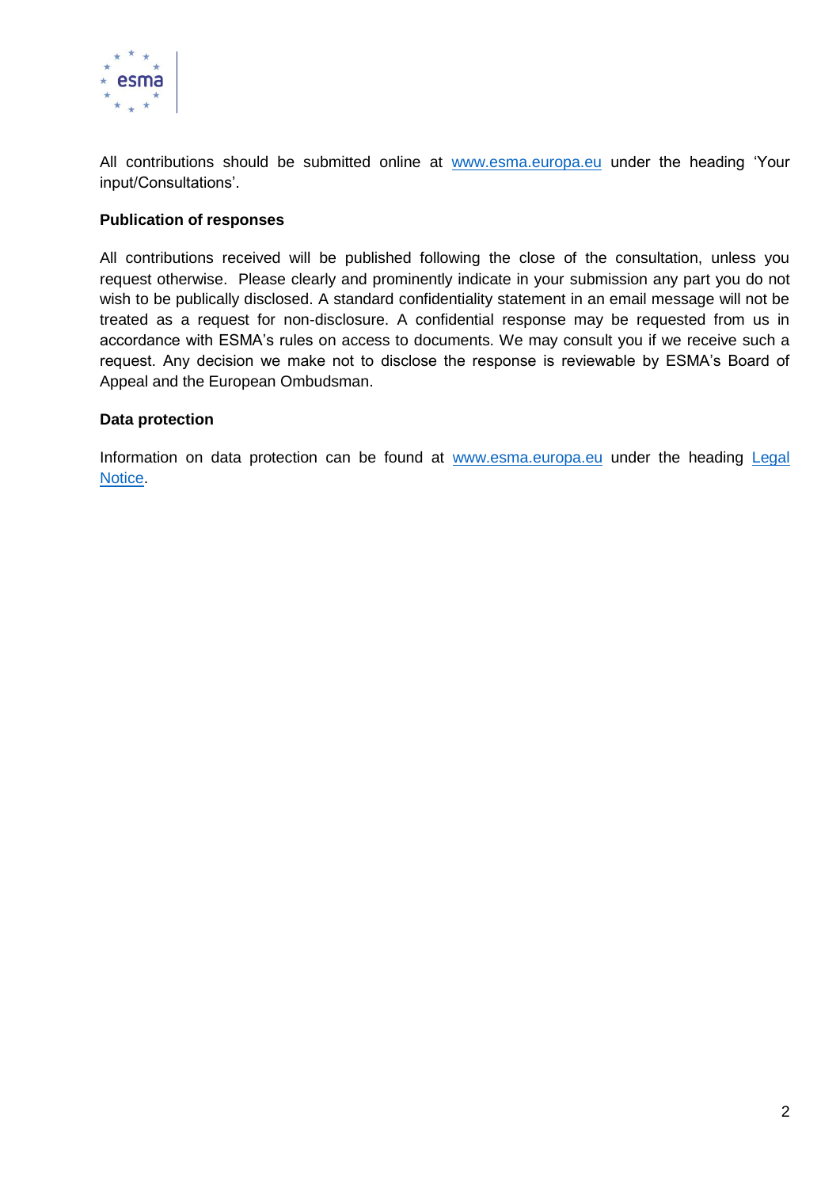All contributions should be submitted online at [www.esma.europa.eu](http://www.esma.europa.eu) under the heading 'Your input/Consultations'.

**Publication of responses**

All contributions received will be published following the close of the consultation, unless you request otherwise. Please clearly and prominently indicate in your submission any part you do not wish to be publically disclosed. A standard confidentiality statement in an email message will not be treated as a request for non-disclosure. A confidential response may be requested from us in accordance with ESMA's rules on access to documents. We may consult you if we receive such a request. Any decision we make not to disclose the response is reviewable by ESMA's Board of Appeal and the European Ombudsman.

**Data protection**

Information on data protection can be found at [www.esma.europa.eu](http://www.esma.europa.eu) under the heading Legal Notice.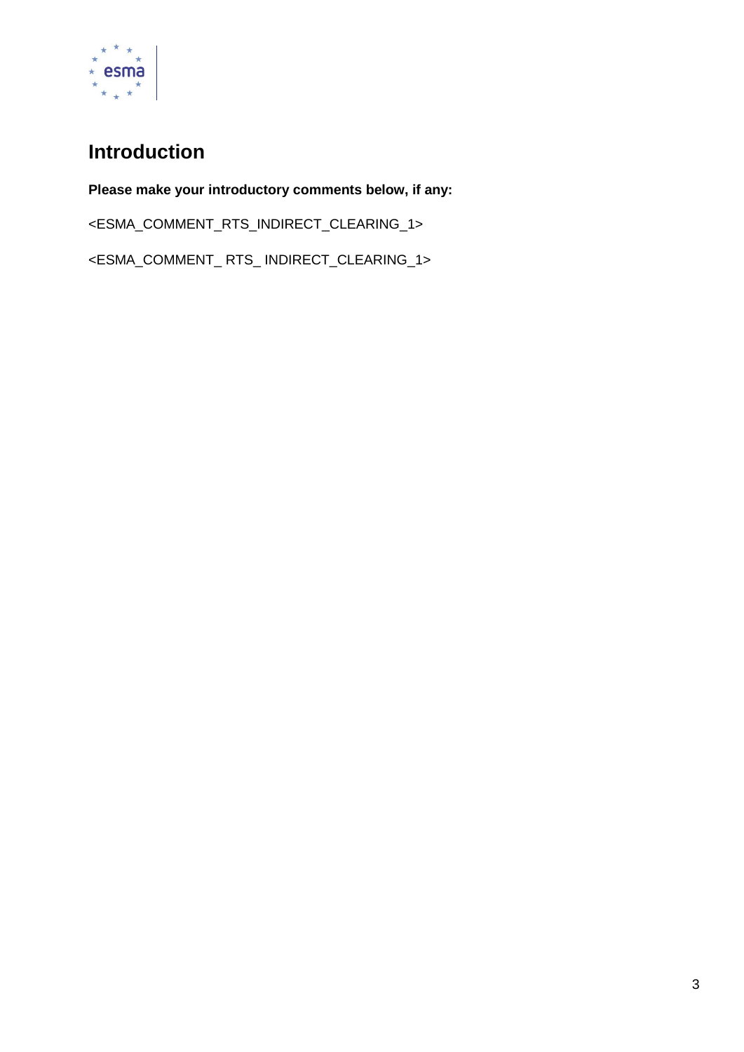## Introduction

**Please make your introductory comments below, if any:**

<ESMA_COMMENT_RTS_INDIRECT_CLEARING_1>

<ESMA_COMMENT_ RTS_ INDIRECT_CLEARING_1>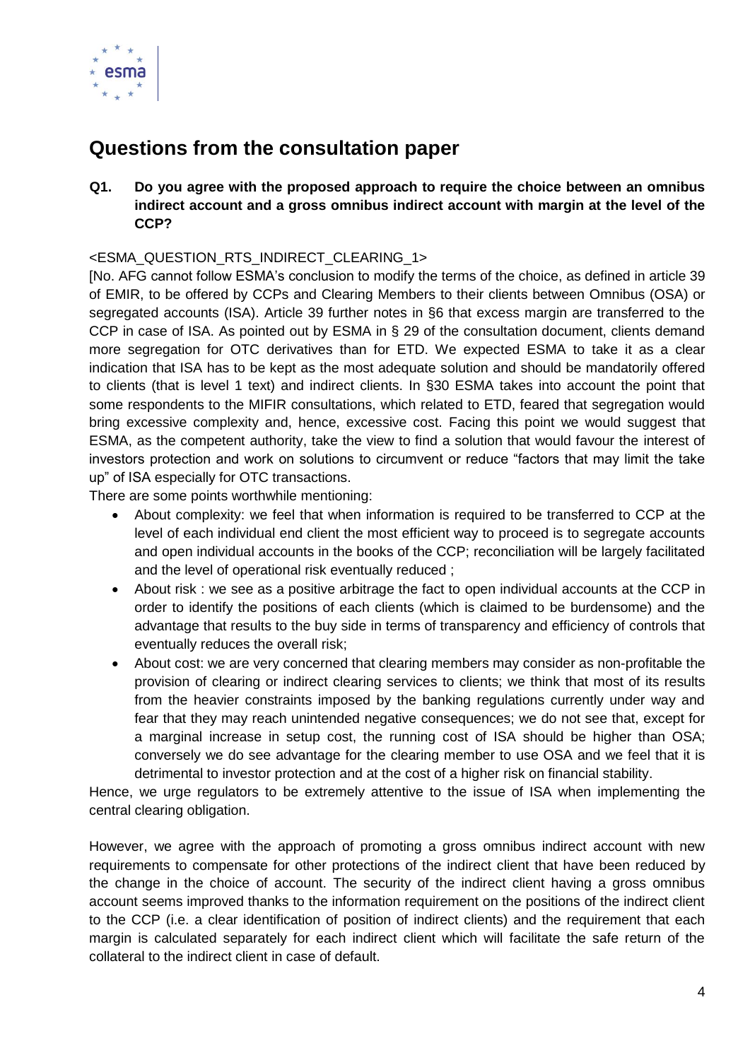## Questions from the consultation paper

**Q1. Do you agree with the proposed approach to require the choice between an omnibus indirect account and a gross omnibus indirect account with margin at the level of the CCP?**

<ESMA_QUESTION_RTS_INDIRECT_CLEARING_1>

[No. AFG cannot follow ESMA's conclusion to modify the terms of the choice, as defined in article 39 of EMIR, to be offered by CCPs and Clearing Members to their clients between Omnibus (OSA) or segregated accounts (ISA). Article 39 further notes in §6 that excess margin are transferred to the CCP in case of ISA. As pointed out by ESMA in § 29 of the consultation document, clients demand more segregation for OTC derivatives than for ETD. We expected ESMA to take it as a clear indication that ISA has to be kept as the most adequate solution and should be mandatorily offered to clients (that is level 1 text) and indirect clients. In §30 ESMA takes into account the point that some respondents to the MIFIR consultations, which related to ETD, feared that segregation would bring excessive complexity and, hence, excessive cost. Facing this point we would suggest that ESMA, as the competent authority, take the view to find a solution that would favour the interest of investors protection and work on solutions to circumvent or reduce "factors that may limit the take up" of ISA especially for OTC transactions.

There are some points worthwhile mentioning:

- About complexity: we feel that when information is required to be transferred to CCP at the level of each individual end client the most efficient way to proceed is to segregate accounts and open individual accounts in the books of the CCP; reconciliation will be largely facilitated and the level of operational risk eventually reduced ;
- About risk : we see as a positive arbitrage the fact to open individual accounts at the CCP in order to identify the positions of each clients (which is claimed to be burdensome) and the advantage that results to the buy side in terms of transparency and efficiency of controls that eventually reduces the overall risk;
- About cost: we are very concerned that clearing members may consider as non-profitable the provision of clearing or indirect clearing services to clients; we think that most of its results from the heavier constraints imposed by the banking regulations currently under way and fear that they may reach unintended negative consequences; we do not see that, except for a marginal increase in setup cost, the running cost of ISA should be higher than OSA; conversely we do see advantage for the clearing member to use OSA and we feel that it is detrimental to investor protection and at the cost of a higher risk on financial stability.

Hence, we urge regulators to be extremely attentive to the issue of ISA when implementing the central clearing obligation.

However, we agree with the approach of promoting a gross omnibus indirect account with new requirements to compensate for other protections of the indirect client that have been reduced by the change in the choice of account. The security of the indirect client having a gross omnibus account seems improved thanks to the information requirement on the positions of the indirect client to the CCP (i.e. a clear identification of position of indirect clients) and the requirement that each margin is calculated separately for each indirect client which will facilitate the safe return of the collateral to the indirect client in case of default.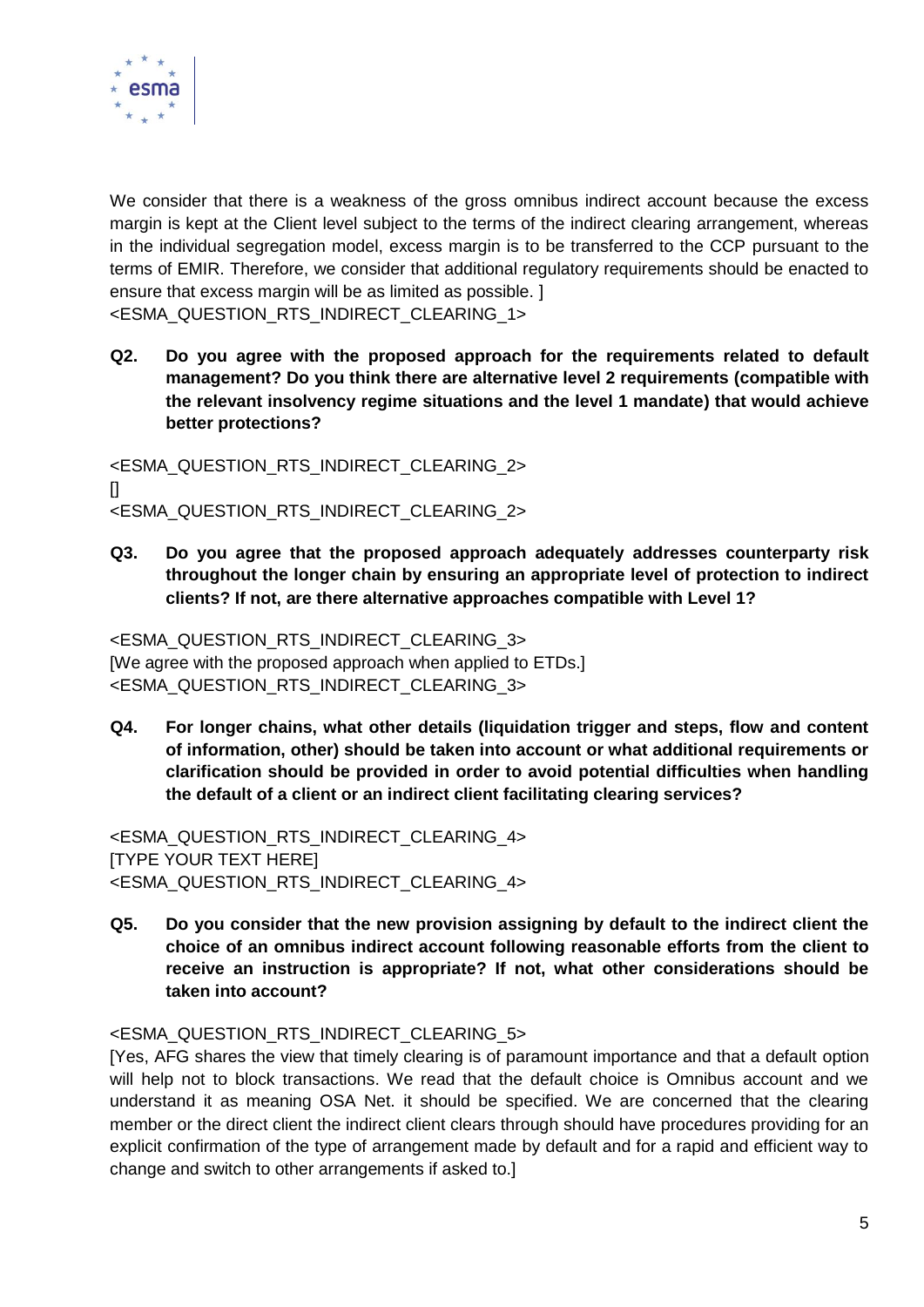We consider that there is a weakness of the gross omnibus indirect account because the excess margin is kept at the Client level subject to the terms of the indirect clearing arrangement, whereas in the individual segregation model, excess margin is to be transferred to the CCP pursuant to the terms of EMIR. Therefore, we consider that additional regulatory requirements should be enacted to ensure that excess margin will be as limited as possible. ]
<ESMA_QUESTION_RTS_INDIRECT_CLEARING_1>

**Q2. Do you agree with the proposed approach for the requirements related to default management? Do you think there are alternative level 2 requirements (compatible with the relevant insolvency regime situations and the level 1 mandate) that would achieve better protections?**

<ESMA_QUESTION_RTS_INDIRECT_CLEARING_2>
[]
<ESMA_QUESTION_RTS_INDIRECT_CLEARING_2>

**Q3. Do you agree that the proposed approach adequately addresses counterparty risk throughout the longer chain by ensuring an appropriate level of protection to indirect clients? If not, are there alternative approaches compatible with Level 1?**

<ESMA_QUESTION_RTS_INDIRECT_CLEARING_3>
[We agree with the proposed approach when applied to ETDs.]
<ESMA_QUESTION_RTS_INDIRECT_CLEARING_3>

**Q4. For longer chains, what other details (liquidation trigger and steps, flow and content of information, other) should be taken into account or what additional requirements or clarification should be provided in order to avoid potential difficulties when handling the default of a client or an indirect client facilitating clearing services?**

<ESMA_QUESTION_RTS_INDIRECT_CLEARING_4>
[TYPE YOUR TEXT HERE]
<ESMA_QUESTION_RTS_INDIRECT_CLEARING_4>

**Q5. Do you consider that the new provision assigning by default to the indirect client the choice of an omnibus indirect account following reasonable efforts from the client to receive an instruction is appropriate? If not, what other considerations should be taken into account?**

<ESMA_QUESTION_RTS_INDIRECT_CLEARING_5>
[Yes, AFG shares the view that timely clearing is of paramount importance and that a default option will help not to block transactions. We read that the default choice is Omnibus account and we understand it as meaning OSA Net. it should be specified. We are concerned that the clearing member or the direct client the indirect client clears through should have procedures providing for an explicit confirmation of the type of arrangement made by default and for a rapid and efficient way to change and switch to other arrangements if asked to.]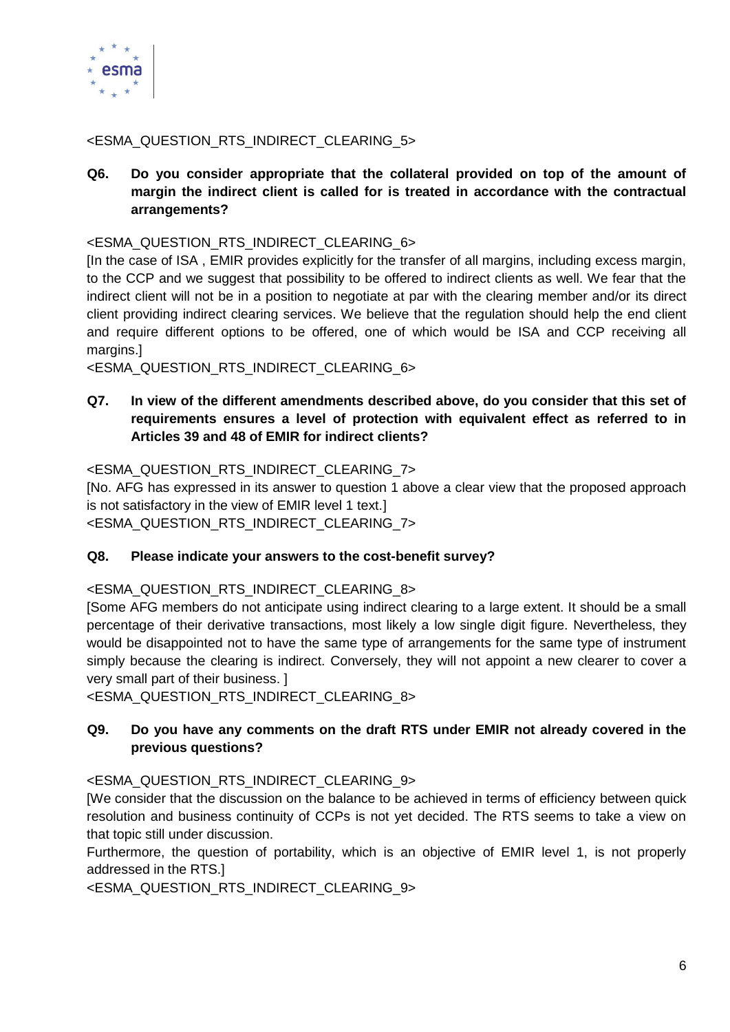<ESMA_QUESTION_RTS_INDIRECT_CLEARING_5>

**Q6. Do you consider appropriate that the collateral provided on top of the amount of margin the indirect client is called for is treated in accordance with the contractual arrangements?**

<ESMA_QUESTION_RTS_INDIRECT_CLEARING_6>

[In the case of ISA , EMIR provides explicitly for the transfer of all margins, including excess margin, to the CCP and we suggest that possibility to be offered to indirect clients as well. We fear that the indirect client will not be in a position to negotiate at par with the clearing member and/or its direct client providing indirect clearing services. We believe that the regulation should help the end client and require different options to be offered, one of which would be ISA and CCP receiving all margins.]

<ESMA_QUESTION_RTS_INDIRECT_CLEARING_6>

**Q7. In view of the different amendments described above, do you consider that this set of requirements ensures a level of protection with equivalent effect as referred to in Articles 39 and 48 of EMIR for indirect clients?**

<ESMA_QUESTION_RTS_INDIRECT_CLEARING_7>

[No. AFG has expressed in its answer to question 1 above a clear view that the proposed approach is not satisfactory in the view of EMIR level 1 text.]

<ESMA_QUESTION_RTS_INDIRECT_CLEARING_7>

**Q8. Please indicate your answers to the cost-benefit survey?**

<ESMA_QUESTION_RTS_INDIRECT_CLEARING_8>

[Some AFG members do not anticipate using indirect clearing to a large extent. It should be a small percentage of their derivative transactions, most likely a low single digit figure. Nevertheless, they would be disappointed not to have the same type of arrangements for the same type of instrument simply because the clearing is indirect. Conversely, they will not appoint a new clearer to cover a very small part of their business. ]

<ESMA_QUESTION_RTS_INDIRECT_CLEARING_8>

**Q9. Do you have any comments on the draft RTS under EMIR not already covered in the previous questions?**

<ESMA_QUESTION_RTS_INDIRECT_CLEARING_9>

[We consider that the discussion on the balance to be achieved in terms of efficiency between quick resolution and business continuity of CCPs is not yet decided. The RTS seems to take a view on that topic still under discussion.

Furthermore, the question of portability, which is an objective of EMIR level 1, is not properly addressed in the RTS.]

<ESMA_QUESTION_RTS_INDIRECT_CLEARING_9>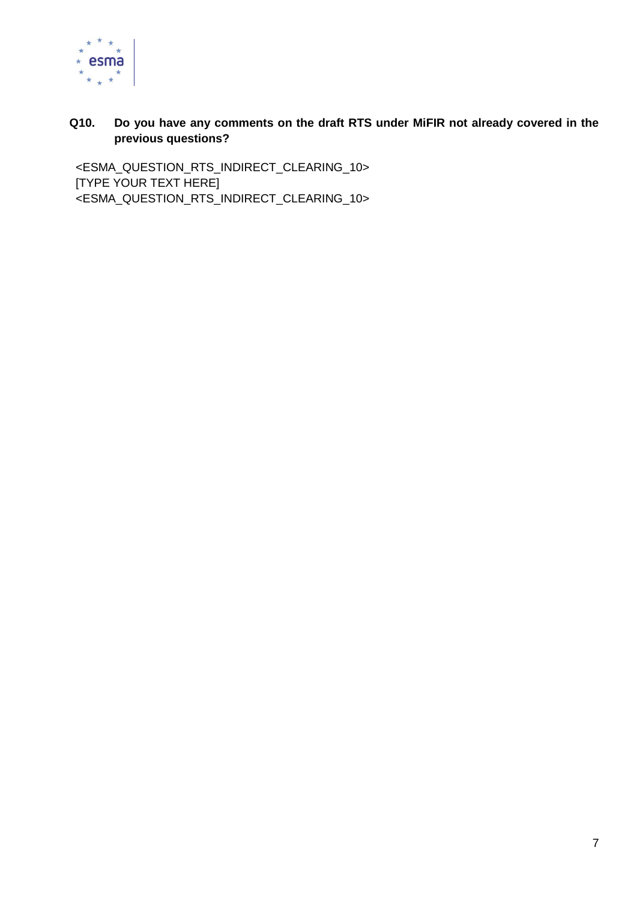**Q10. Do you have any comments on the draft RTS under MiFIR not already covered in the previous questions?**

<ESMA_QUESTION_RTS_INDIRECT_CLEARING_10>
[TYPE YOUR TEXT HERE]
<ESMA_QUESTION_RTS_INDIRECT_CLEARING_10>